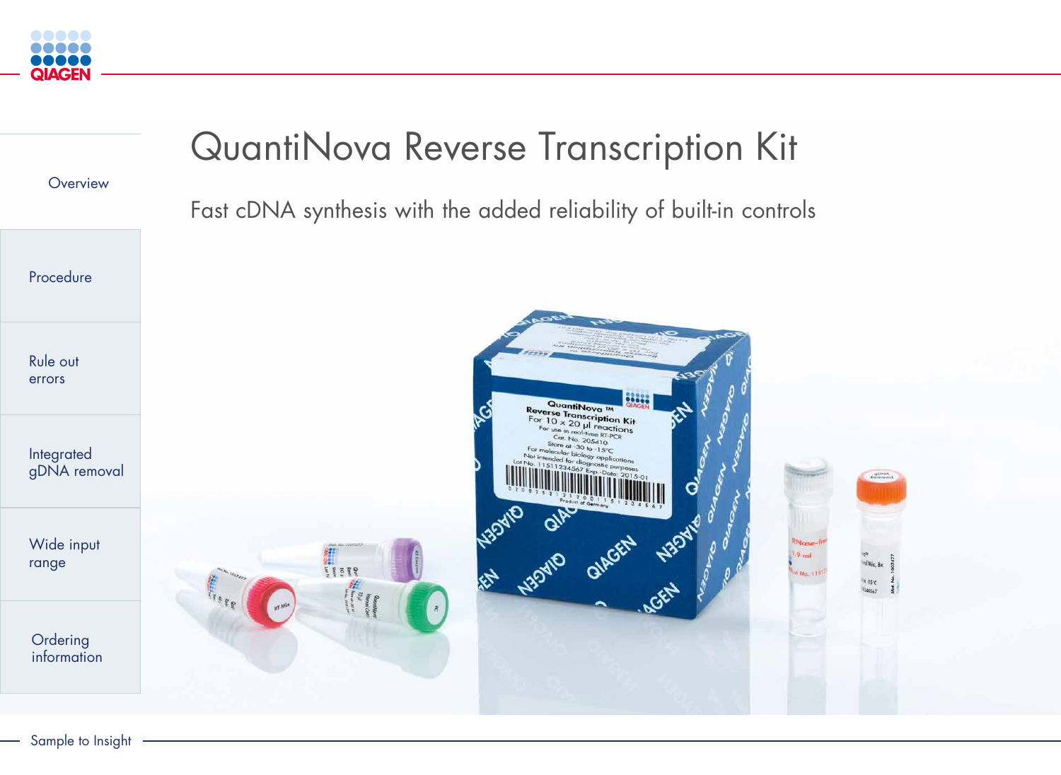# QuantiNova Reverse Transcription Kit

Fast cDNA synthesis with the added reliability of built-in controls

- Overview
- Procedure
- Rule out errors
- Integrated gDNA removal
- Wide input range
- Ordering information

Sample to Insight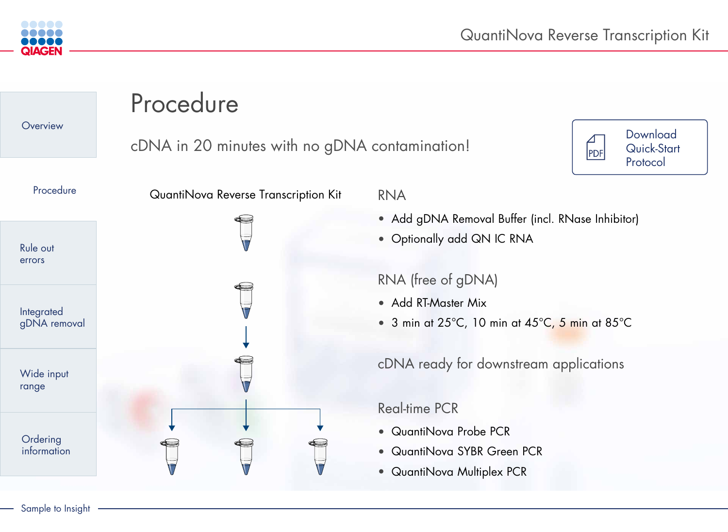# Procedure

cDNA in 20 minutes with no gDNA contamination!

Download Quick-Start Protocol

QuantiNova Reverse Transcription Kit

RNA

- Add gDNA Removal Buffer (incl. RNase Inhibitor)
- Optionally add QN IC RNA

RNA (free of gDNA)

- Add RT-Master Mix
- 3 min at 25°C, 10 min at 45°C, 5 min at 85°C

cDNA ready for downstream applications

Real-time PCR

- QuantiNova Probe PCR
- QuantiNova SYBR Green PCR
- QuantiNova Multiplex PCR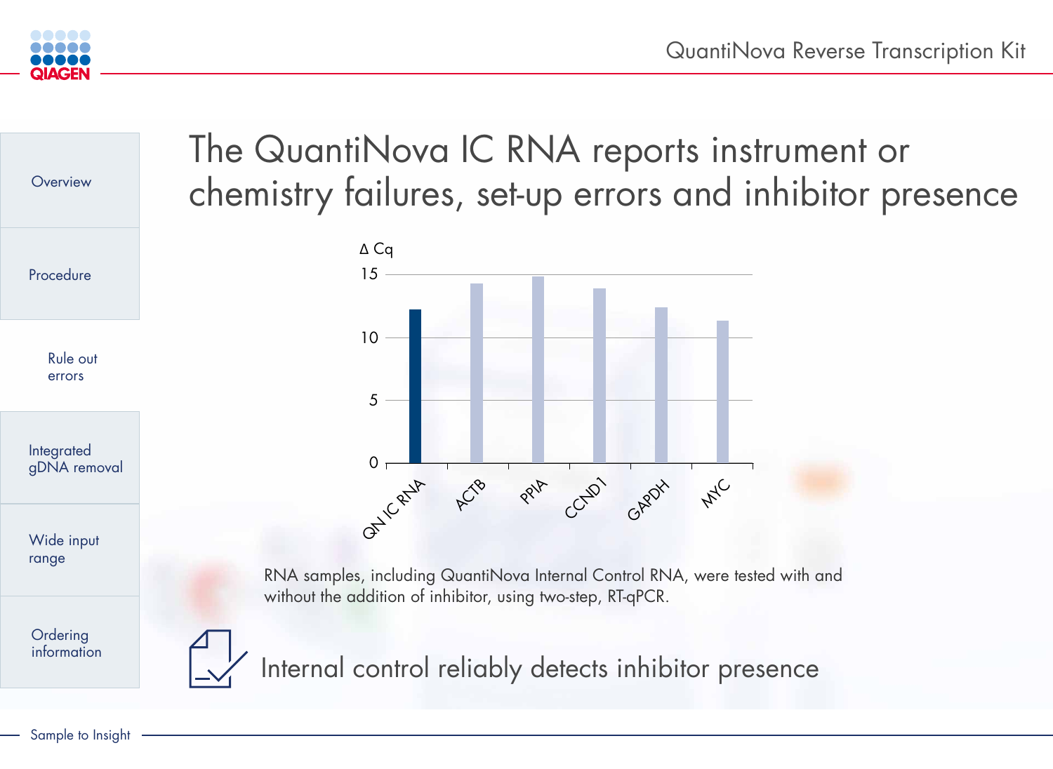# The QuantiNova IC RNA reports instrument or chemistry failures, set-up errors and inhibitor presence

Δ Cq

| | QN IC RNA | ACTB | PPIA | CCND1 | GAPDH | MYC |
|---|---|---|---|---|---|---|

RNA samples, including QuantiNova Internal Control RNA, were tested with and without the addition of inhibitor, using two-step, RT-qPCR.

Internal control reliably detects inhibitor presence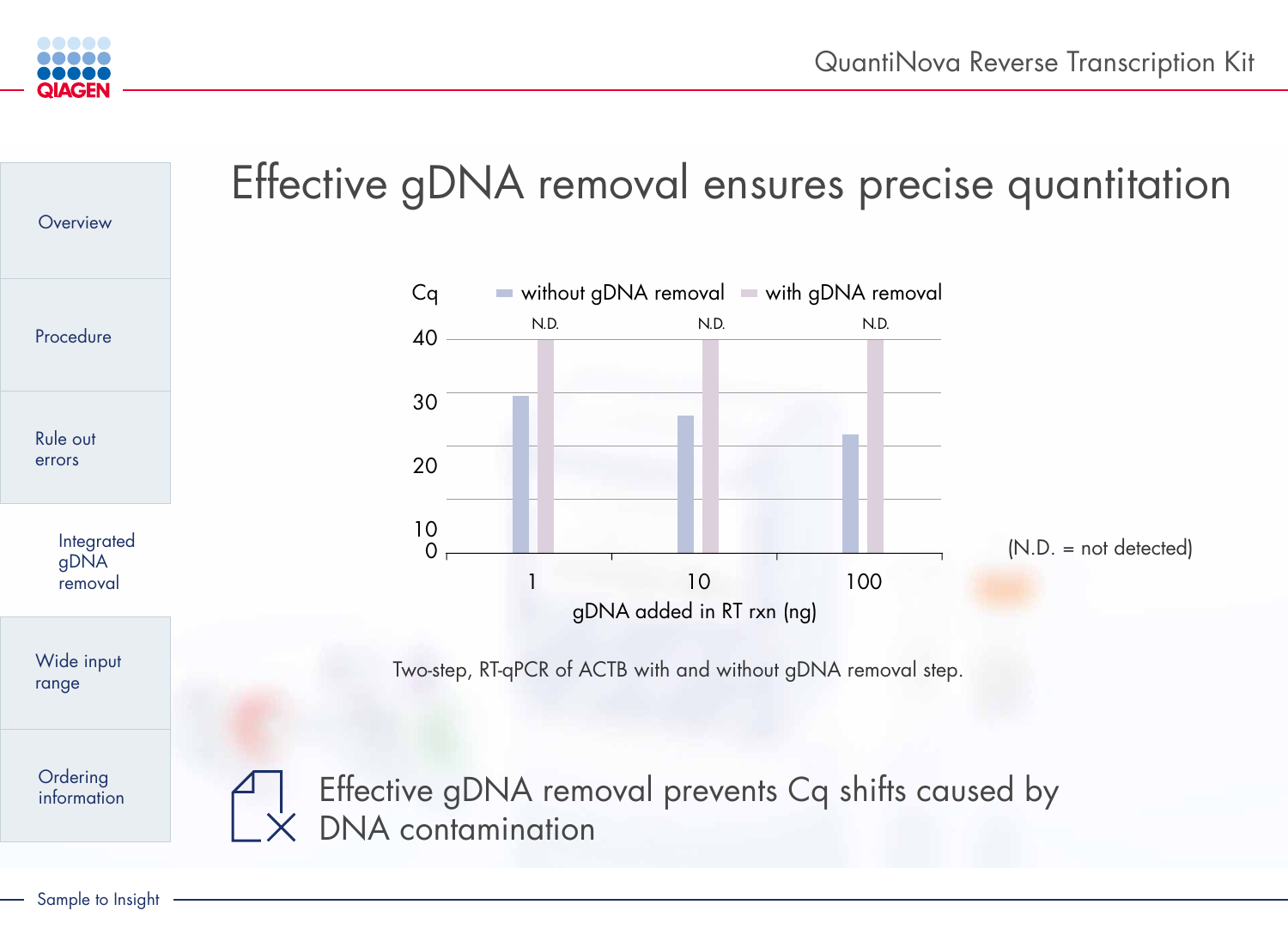# Effective gDNA removal ensures precise quantitation

Cq

without gDNA removal | with gDNA removal

N.D. | N.D. | N.D.

40, 30, 20, 10, 0

1 | 10 | 100

gDNA added in RT rxn (ng)

(N.D. = not detected)

Two-step, RT-qPCR of ACTB with and without gDNA removal step.

Effective gDNA removal prevents Cq shifts caused by DNA contamination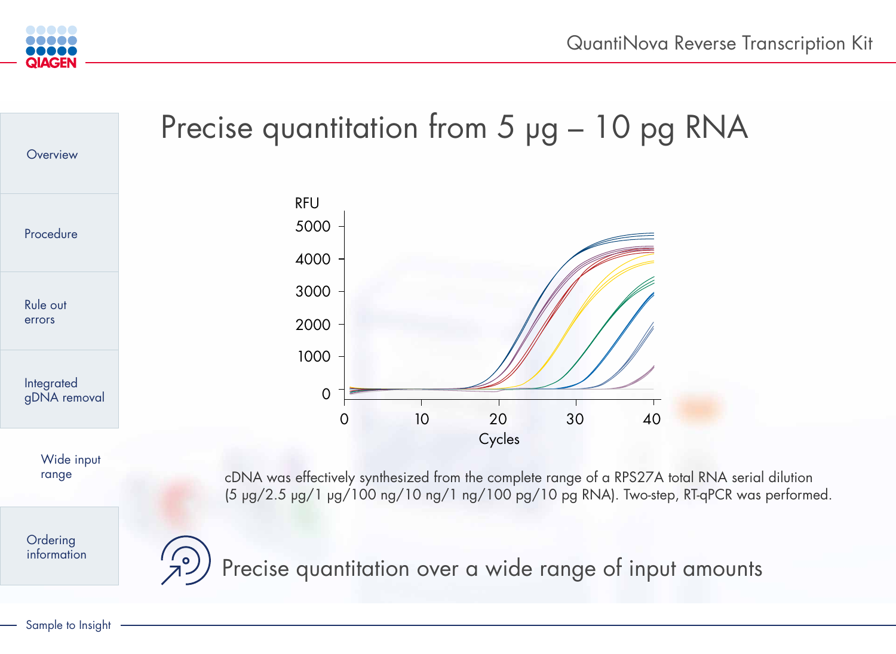# Precise quantitation from 5 μg – 10 pg RNA

cDNA was effectively synthesized from the complete range of a RPS27A total RNA serial dilution (5 μg/2.5 μg/1 μg/100 ng/10 ng/1 ng/100 pg/10 pg RNA). Two-step, RT-qPCR was performed.

Precise quantitation over a wide range of input amounts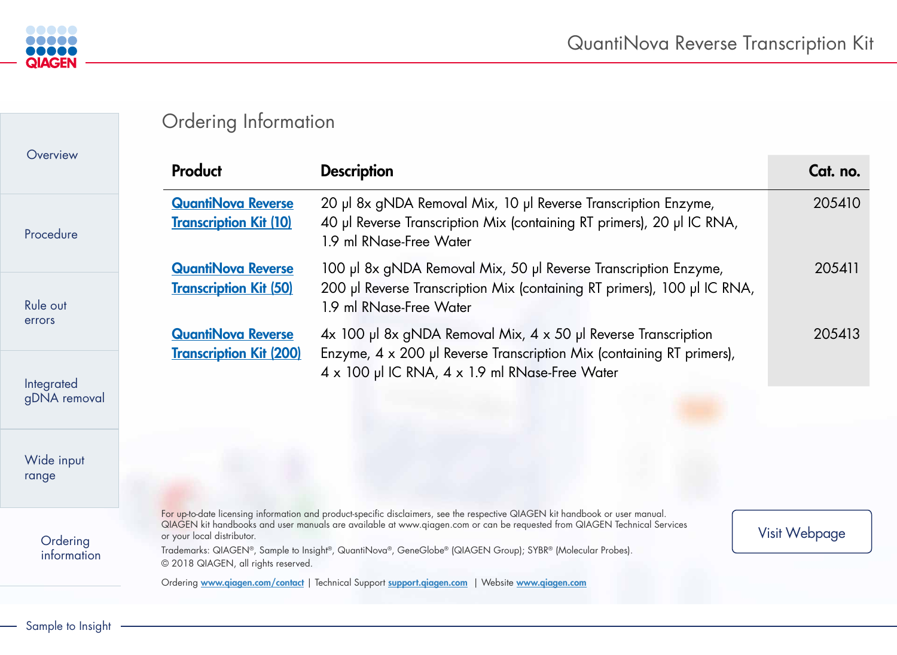## Ordering Information

| Product | Description | Cat. no. |
| --- | --- | --- |
| QuantiNova Reverse Transcription Kit (10) | 20 µl 8x gNDA Removal Mix, 10 µl Reverse Transcription Enzyme, 40 µl Reverse Transcription Mix (containing RT primers), 20 µl IC RNA, 1.9 ml RNase-Free Water | 205410 |
| QuantiNova Reverse Transcription Kit (50) | 100 µl 8x gNDA Removal Mix, 50 µl Reverse Transcription Enzyme, 200 µl Reverse Transcription Mix (containing RT primers), 100 µl IC RNA, 1.9 ml RNase-Free Water | 205411 |
| QuantiNova Reverse Transcription Kit (200) | 4x 100 µl 8x gNDA Removal Mix, 4 x 50 µl Reverse Transcription Enzyme, 4 x 200 µl Reverse Transcription Mix (containing RT primers), 4 x 100 µl IC RNA, 4 x 1.9 ml RNase-Free Water | 205413 |

For up-to-date licensing information and product-specific disclaimers, see the respective QIAGEN kit handbook or user manual. QIAGEN kit handbooks and user manuals are available at www.qiagen.com or can be requested from QIAGEN Technical Services or your local distributor.

Trademarks: QIAGEN®, Sample to Insight®, QuantiNova®, GeneGlobe® (QIAGEN Group); SYBR® (Molecular Probes).

© 2018 QIAGEN, all rights reserved.

Ordering www.qiagen.com/contact | Technical Support support.qiagen.com | Website www.qiagen.com

Visit Webpage